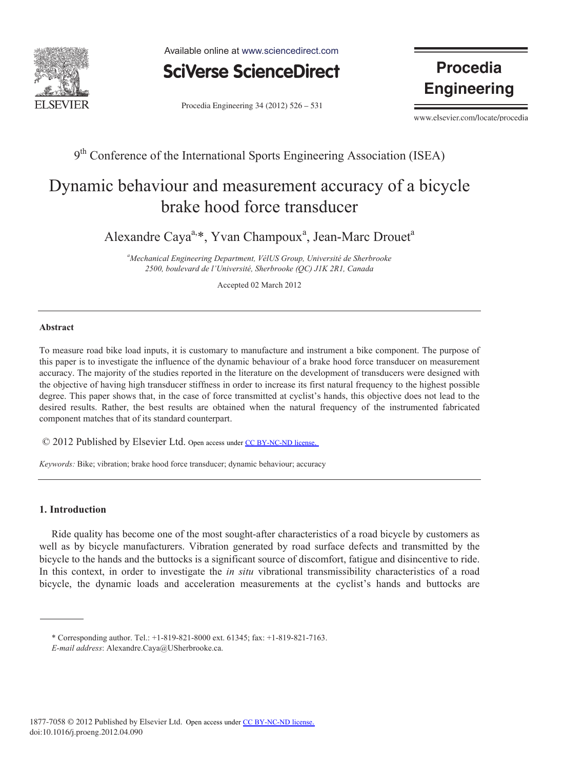9th Conference of the International Sports Engineering Association (ISEA)

# Dynamic behaviour and measurement accuracy of a bicycle brake hood force transducer

Alexandre Caya[a,*], Yvan Champoux[a], Jean-Marc Drouet[a]

[a] *Mechanical Engineering Department, VélUS Group, Université de Sherbrooke 2500, boulevard de l'Université, Sherbrooke (QC) J1K 2R1, Canada*

Accepted 02 March 2012

---

## Abstract

To measure road bike load inputs, it is customary to manufacture and instrument a bike component. The purpose of this paper is to investigate the influence of the dynamic behaviour of a brake hood force transducer on measurement accuracy. The majority of the studies reported in the literature on the development of transducers were designed with the objective of having high transducer stiffness in order to increase its first natural frequency to the highest possible degree. This paper shows that, in the case of force transmitted at cyclist's hands, this objective does not lead to the desired results. Rather, the best results are obtained when the natural frequency of the instrumented fabricated component matches that of its standard counterpart.

© 2012 Published by Elsevier Ltd. Open access under CC BY-NC-ND license.

*Keywords:* Bike; vibration; brake hood force transducer; dynamic behaviour; accuracy

---

## 1. Introduction

Ride quality has become one of the most sought-after characteristics of a road bicycle by customers as well as by bicycle manufacturers. Vibration generated by road surface defects and transmitted by the bicycle to the hands and the buttocks is a significant source of discomfort, fatigue and disincentive to ride. In this context, in order to investigate the *in situ* vibrational transmissibility characteristics of a road bicycle, the dynamic loads and acceleration measurements at the cyclist's hands and buttocks are

* Corresponding author. Tel.: +1-819-821-8000 ext. 61345; fax: +1-819-821-7163.
*E-mail address*: Alexandre.Caya@USherbrooke.ca.

1877-7058 © 2012 Published by Elsevier Ltd. Open access under CC BY-NC-ND license.
doi:10.1016/j.proeng.2012.04.090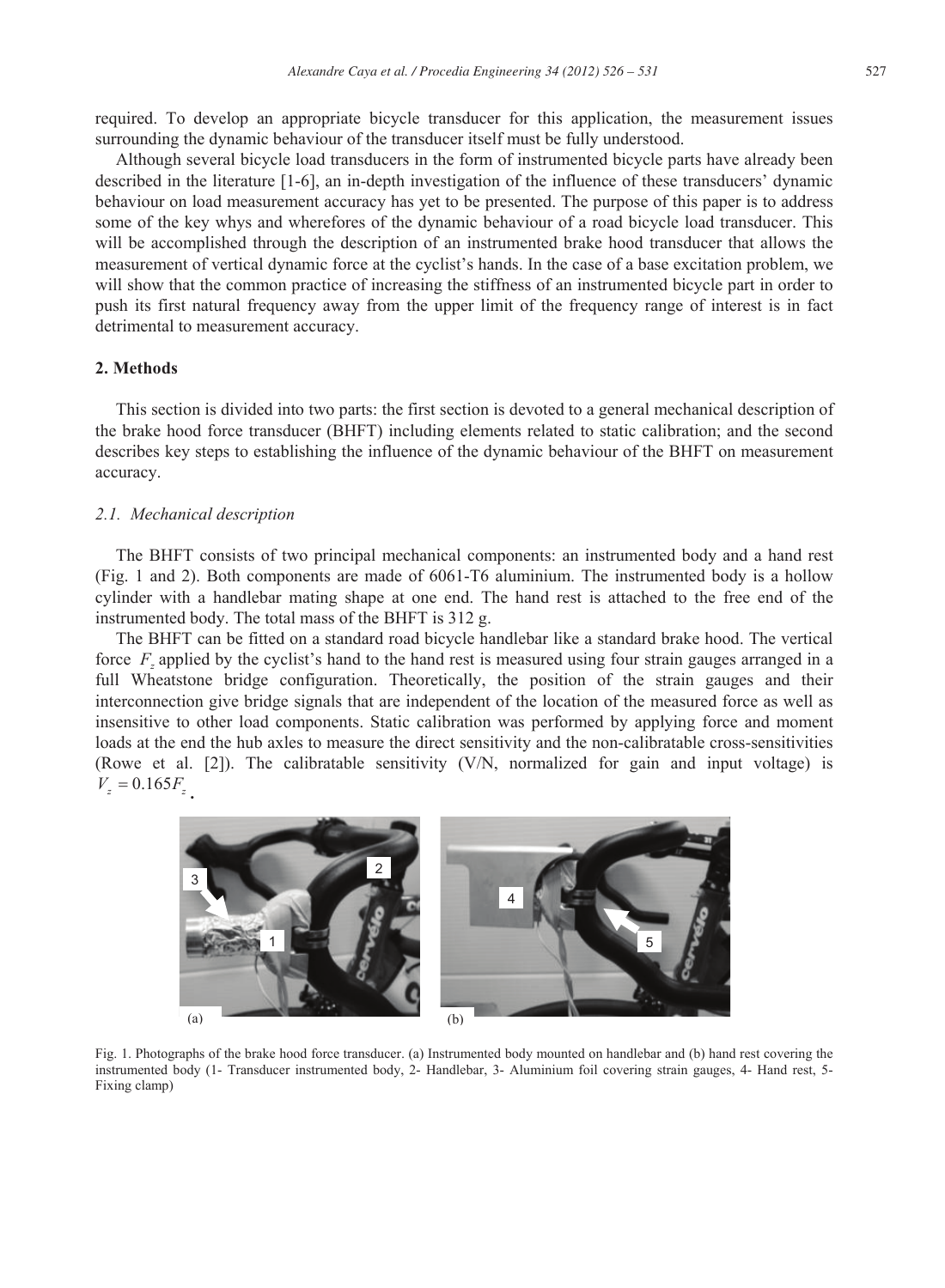required. To develop an appropriate bicycle transducer for this application, the measurement issues surrounding the dynamic behaviour of the transducer itself must be fully understood.

Although several bicycle load transducers in the form of instrumented bicycle parts have already been described in the literature [1-6], an in-depth investigation of the influence of these transducers' dynamic behaviour on load measurement accuracy has yet to be presented. The purpose of this paper is to address some of the key whys and wherefores of the dynamic behaviour of a road bicycle load transducer. This will be accomplished through the description of an instrumented brake hood transducer that allows the measurement of vertical dynamic force at the cyclist's hands. In the case of a base excitation problem, we will show that the common practice of increasing the stiffness of an instrumented bicycle part in order to push its first natural frequency away from the upper limit of the frequency range of interest is in fact detrimental to measurement accuracy.

## 2. Methods

This section is divided into two parts: the first section is devoted to a general mechanical description of the brake hood force transducer (BHFT) including elements related to static calibration; and the second describes key steps to establishing the influence of the dynamic behaviour of the BHFT on measurement accuracy.

### *2.1. Mechanical description*

The BHFT consists of two principal mechanical components: an instrumented body and a hand rest (Fig. 1 and 2). Both components are made of 6061-T6 aluminium. The instrumented body is a hollow cylinder with a handlebar mating shape at one end. The hand rest is attached to the free end of the instrumented body. The total mass of the BHFT is 312 g.

The BHFT can be fitted on a standard road bicycle handlebar like a standard brake hood. The vertical force $F_z$ applied by the cyclist's hand to the hand rest is measured using four strain gauges arranged in a full Wheatstone bridge configuration. Theoretically, the position of the strain gauges and their interconnection give bridge signals that are independent of the location of the measured force as well as insensitive to other load components. Static calibration was performed by applying force and moment loads at the end the hub axles to measure the direct sensitivity and the non-calibratable cross-sensitivities (Rowe et al. [2]). The calibratable sensitivity (V/N, normalized for gain and input voltage) is $V_z = 0.165 F_z$.

Fig. 1. Photographs of the brake hood force transducer. (a) Instrumented body mounted on handlebar and (b) hand rest covering the instrumented body (1- Transducer instrumented body, 2- Handlebar, 3- Aluminium foil covering strain gauges, 4- Hand rest, 5- Fixing clamp)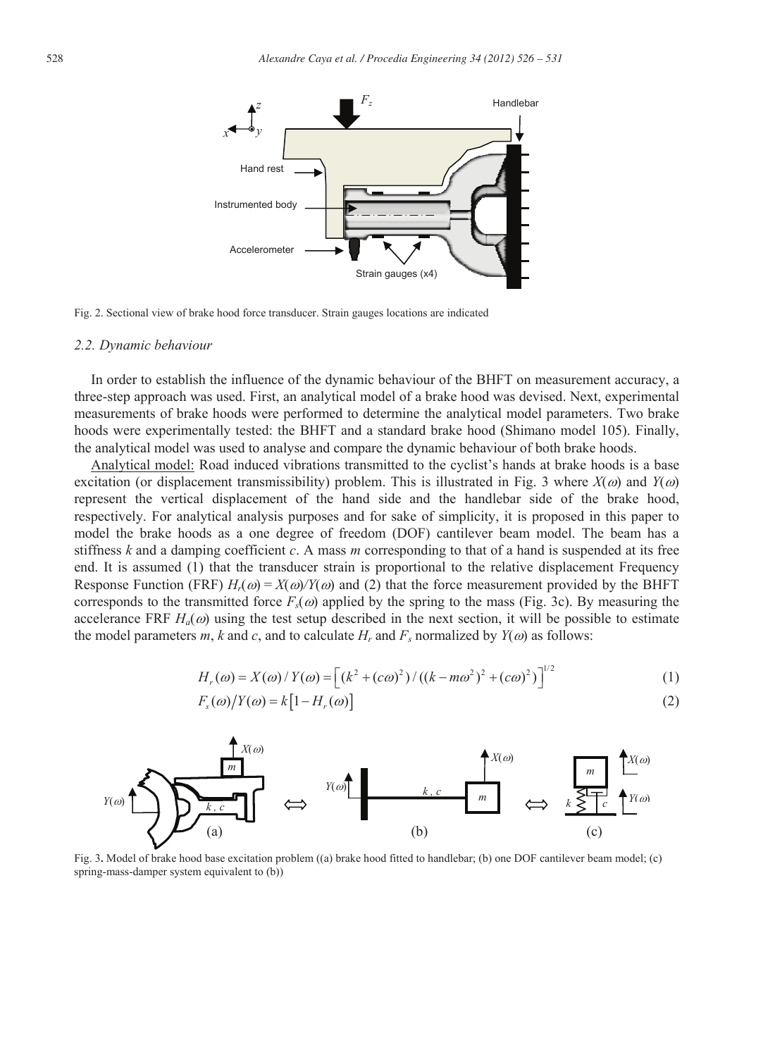Fig. 2. Sectional view of brake hood force transducer. Strain gauges locations are indicated

### 2.2. Dynamic behaviour

In order to establish the influence of the dynamic behaviour of the BHFT on measurement accuracy, a three-step approach was used. First, an analytical model of a brake hood was devised. Next, experimental measurements of brake hoods were performed to determine the analytical model parameters. Two brake hoods were experimentally tested: the BHFT and a standard brake hood (Shimano model 105). Finally, the analytical model was used to analyse and compare the dynamic behaviour of both brake hoods.

Analytical model: Road induced vibrations transmitted to the cyclist's hands at brake hoods is a base excitation (or displacement transmissibility) problem. This is illustrated in Fig. 3 where $X(\omega)$ and $Y(\omega)$ represent the vertical displacement of the hand side and the handlebar side of the brake hood, respectively. For analytical analysis purposes and for sake of simplicity, it is proposed in this paper to model the brake hoods as a one degree of freedom (DOF) cantilever beam model. The beam has a stiffness $k$ and a damping coefficient $c$. A mass $m$ corresponding to that of a hand is suspended at its free end. It is assumed (1) that the transducer strain is proportional to the relative displacement Frequency Response Function (FRF) $H_r(\omega) = X(\omega)/Y(\omega)$ and (2) that the force measurement provided by the BHFT corresponds to the transmitted force $F_s(\omega)$ applied by the spring to the mass (Fig. 3c). By measuring the accelerance FRF $H_a(\omega)$ using the test setup described in the next section, it will be possible to estimate the model parameters $m$, $k$ and $c$, and to calculate $H_r$ and $F_s$ normalized by $Y(\omega)$ as follows:

$$H_r(\omega) = X(\omega)/Y(\omega) = \left[ (k^2 + (c\omega)^2)/((k - m\omega^2)^2 + (c\omega)^2) \right]^{1/2} \tag{1}$$

$$F_s(\omega)/Y(\omega) = k\left[1 - H_r(\omega)\right] \tag{2}$$

Fig. 3. Model of brake hood base excitation problem ((a) brake hood fitted to handlebar; (b) one DOF cantilever beam model; (c) spring-mass-damper system equivalent to (b))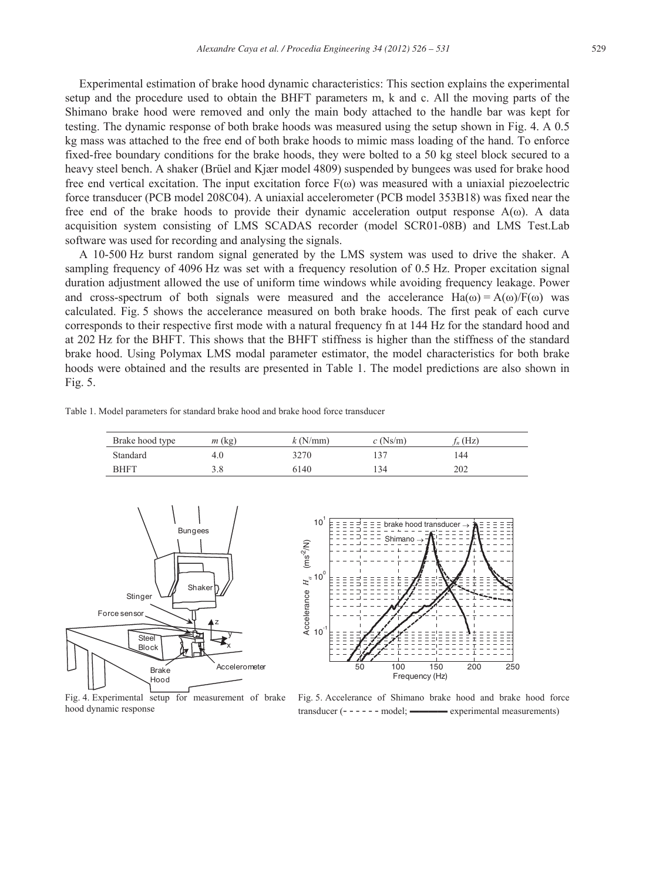Experimental estimation of brake hood dynamic characteristics: This section explains the experimental setup and the procedure used to obtain the BHFT parameters m, k and c. All the moving parts of the Shimano brake hood were removed and only the main body attached to the handle bar was kept for testing. The dynamic response of both brake hoods was measured using the setup shown in Fig. 4. A 0.5 kg mass was attached to the free end of both brake hoods to mimic mass loading of the hand. To enforce fixed-free boundary conditions for the brake hoods, they were bolted to a 50 kg steel block secured to a heavy steel bench. A shaker (Brüel and Kjær model 4809) suspended by bungees was used for brake hood free end vertical excitation. The input excitation force F(ω) was measured with a uniaxial piezoelectric force transducer (PCB model 208C04). A uniaxial accelerometer (PCB model 353B18) was fixed near the free end of the brake hoods to provide their dynamic acceleration output response A(ω). A data acquisition system consisting of LMS SCADAS recorder (model SCR01-08B) and LMS Test.Lab software was used for recording and analysing the signals.

A 10-500 Hz burst random signal generated by the LMS system was used to drive the shaker. A sampling frequency of 4096 Hz was set with a frequency resolution of 0.5 Hz. Proper excitation signal duration adjustment allowed the use of uniform time windows while avoiding frequency leakage. Power and cross-spectrum of both signals were measured and the accelerance Ha(ω) = A(ω)/F(ω) was calculated. Fig. 5 shows the accelerance measured on both brake hoods. The first peak of each curve corresponds to their respective first mode with a natural frequency fn at 144 Hz for the standard hood and at 202 Hz for the BHFT. This shows that the BHFT stiffness is higher than the stiffness of the standard brake hood. Using Polymax LMS modal parameter estimator, the model characteristics for both brake hoods were obtained and the results are presented in Table 1. The model predictions are also shown in Fig. 5.

Table 1. Model parameters for standard brake hood and brake hood force transducer

| Brake hood type | $m$ (kg) | $k$ (N/mm) | $c$ (Ns/m) | $f_n$ (Hz) |
|---|---|---|---|---|
| Standard | 4.0 | 3270 | 137 | 144 |
| BHFT | 3.8 | 6140 | 134 | 202 |

Fig. 4. Experimental setup for measurement of brake hood dynamic response

Fig. 5. Accelerance of Shimano brake hood and brake hood force transducer (- - - - - - model; ——— experimental measurements)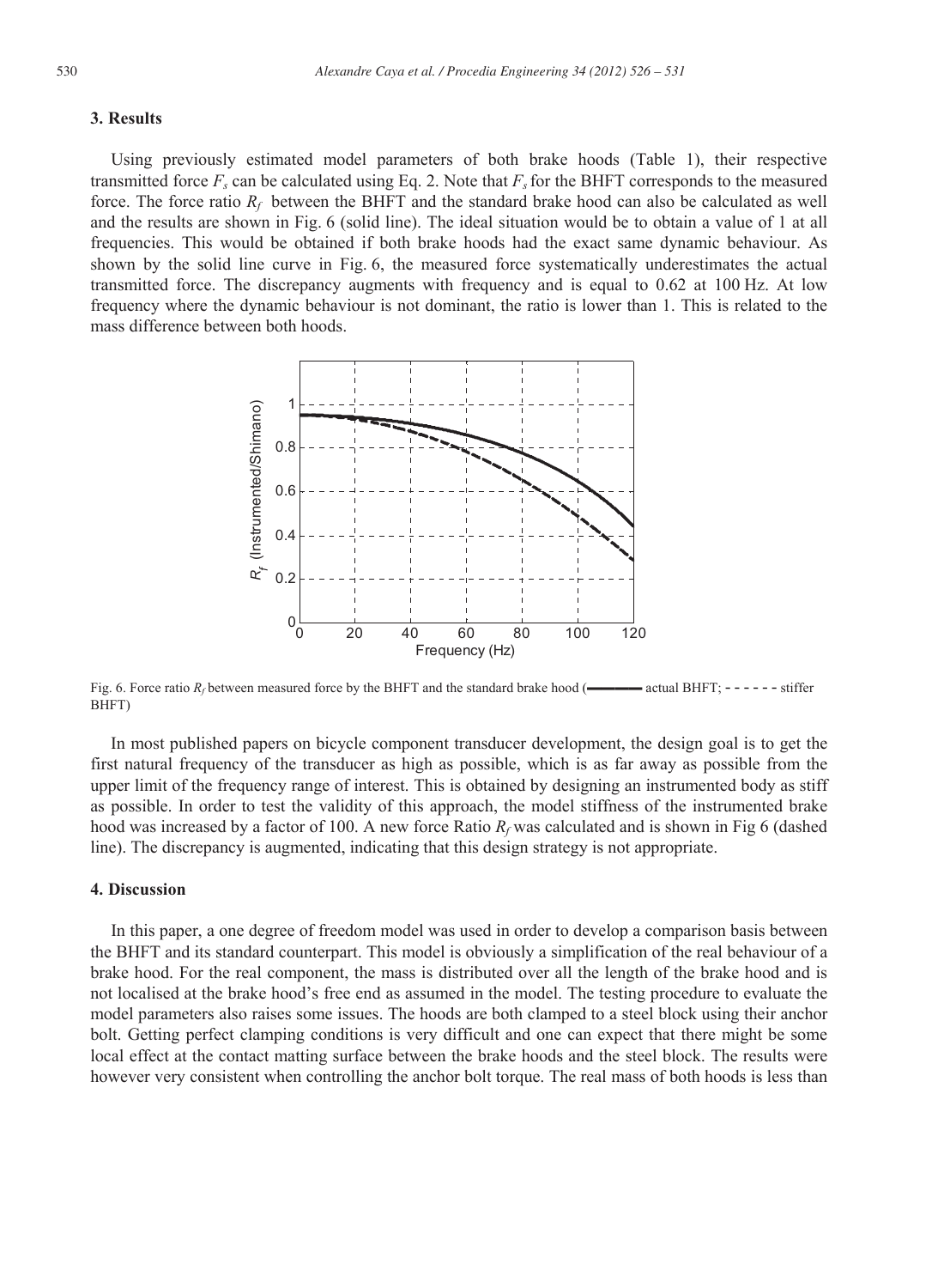## 3. Results

Using previously estimated model parameters of both brake hoods (Table 1), their respective transmitted force $F_s$ can be calculated using Eq. 2. Note that $F_s$ for the BHFT corresponds to the measured force. The force ratio $R_f$ between the BHFT and the standard brake hood can also be calculated as well and the results are shown in Fig. 6 (solid line). The ideal situation would be to obtain a value of 1 at all frequencies. This would be obtained if both brake hoods had the exact same dynamic behaviour. As shown by the solid line curve in Fig. 6, the measured force systematically underestimates the actual transmitted force. The discrepancy augments with frequency and is equal to 0.62 at 100 Hz. At low frequency where the dynamic behaviour is not dominant, the ratio is lower than 1. This is related to the mass difference between both hoods.

Fig. 6. Force ratio $R_f$ between measured force by the BHFT and the standard brake hood (——— actual BHFT; - - - - - - stiffer BHFT)

In most published papers on bicycle component transducer development, the design goal is to get the first natural frequency of the transducer as high as possible, which is as far away as possible from the upper limit of the frequency range of interest. This is obtained by designing an instrumented body as stiff as possible. In order to test the validity of this approach, the model stiffness of the instrumented brake hood was increased by a factor of 100. A new force Ratio $R_f$ was calculated and is shown in Fig 6 (dashed line). The discrepancy is augmented, indicating that this design strategy is not appropriate.

## 4. Discussion

In this paper, a one degree of freedom model was used in order to develop a comparison basis between the BHFT and its standard counterpart. This model is obviously a simplification of the real behaviour of a brake hood. For the real component, the mass is distributed over all the length of the brake hood and is not localised at the brake hood's free end as assumed in the model. The testing procedure to evaluate the model parameters also raises some issues. The hoods are both clamped to a steel block using their anchor bolt. Getting perfect clamping conditions is very difficult and one can expect that there might be some local effect at the contact matting surface between the brake hoods and the steel block. The results were however very consistent when controlling the anchor bolt torque. The real mass of both hoods is less than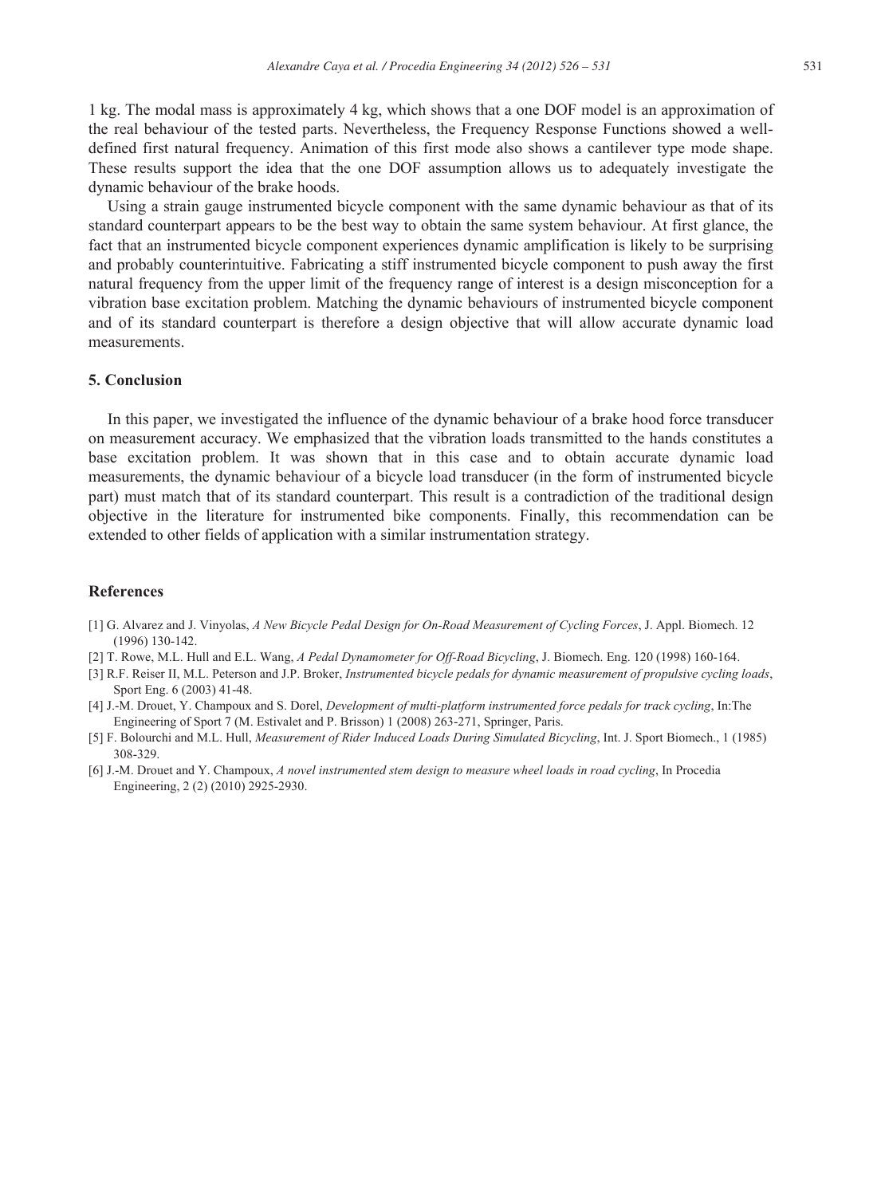1 kg. The modal mass is approximately 4 kg, which shows that a one DOF model is an approximation of the real behaviour of the tested parts. Nevertheless, the Frequency Response Functions showed a well-defined first natural frequency. Animation of this first mode also shows a cantilever type mode shape. These results support the idea that the one DOF assumption allows us to adequately investigate the dynamic behaviour of the brake hoods.

Using a strain gauge instrumented bicycle component with the same dynamic behaviour as that of its standard counterpart appears to be the best way to obtain the same system behaviour. At first glance, the fact that an instrumented bicycle component experiences dynamic amplification is likely to be surprising and probably counterintuitive. Fabricating a stiff instrumented bicycle component to push away the first natural frequency from the upper limit of the frequency range of interest is a design misconception for a vibration base excitation problem. Matching the dynamic behaviours of instrumented bicycle component and of its standard counterpart is therefore a design objective that will allow accurate dynamic load measurements.

## 5. Conclusion

In this paper, we investigated the influence of the dynamic behaviour of a brake hood force transducer on measurement accuracy. We emphasized that the vibration loads transmitted to the hands constitutes a base excitation problem. It was shown that in this case and to obtain accurate dynamic load measurements, the dynamic behaviour of a bicycle load transducer (in the form of instrumented bicycle part) must match that of its standard counterpart. This result is a contradiction of the traditional design objective in the literature for instrumented bike components. Finally, this recommendation can be extended to other fields of application with a similar instrumentation strategy.

## References

[1] G. Alvarez and J. Vinyolas, *A New Bicycle Pedal Design for On-Road Measurement of Cycling Forces*, J. Appl. Biomech. 12 (1996) 130-142.

[2] T. Rowe, M.L. Hull and E.L. Wang, *A Pedal Dynamometer for Off-Road Bicycling*, J. Biomech. Eng. 120 (1998) 160-164.

[3] R.F. Reiser II, M.L. Peterson and J.P. Broker, *Instrumented bicycle pedals for dynamic measurement of propulsive cycling loads*, Sport Eng. 6 (2003) 41-48.

[4] J.-M. Drouet, Y. Champoux and S. Dorel, *Development of multi-platform instrumented force pedals for track cycling*, In:The Engineering of Sport 7 (M. Estivalet and P. Brisson) 1 (2008) 263-271, Springer, Paris.

[5] F. Bolourchi and M.L. Hull, *Measurement of Rider Induced Loads During Simulated Bicycling*, Int. J. Sport Biomech., 1 (1985) 308-329.

[6] J.-M. Drouet and Y. Champoux, *A novel instrumented stem design to measure wheel loads in road cycling*, In Procedia Engineering, 2 (2) (2010) 2925-2930.